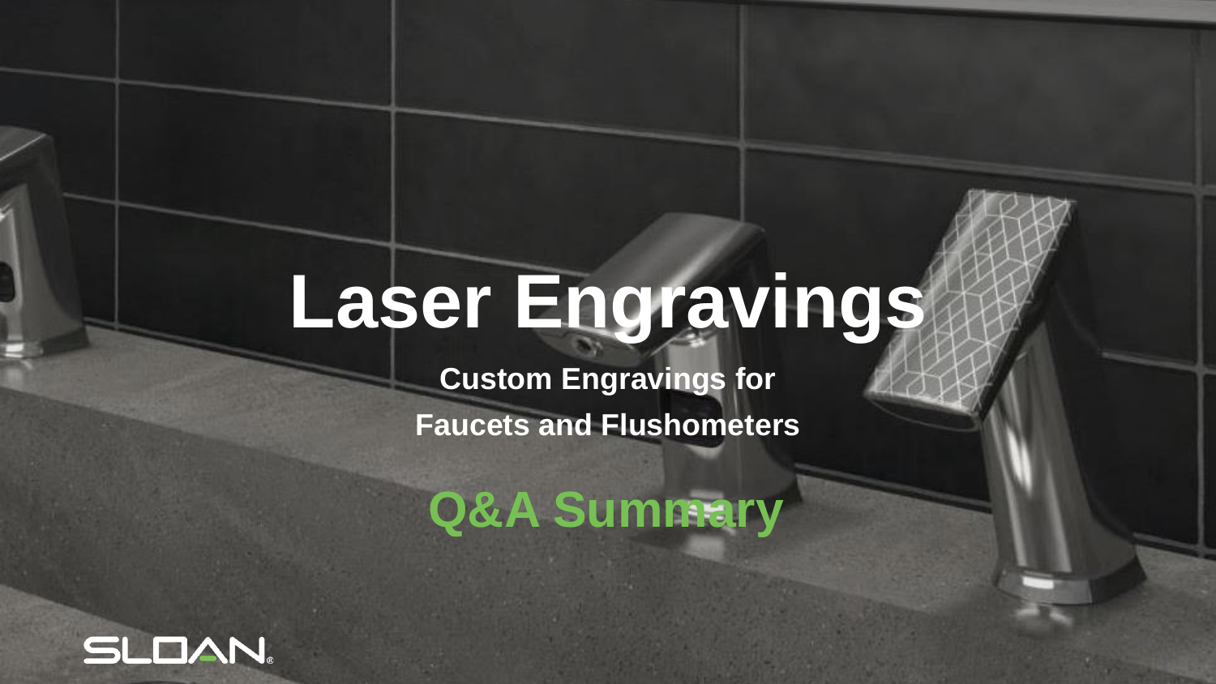# Laser Engravings

**Custom Engravings for**

**Faucets and Flushometers**

## Q&A Summary

SLOAN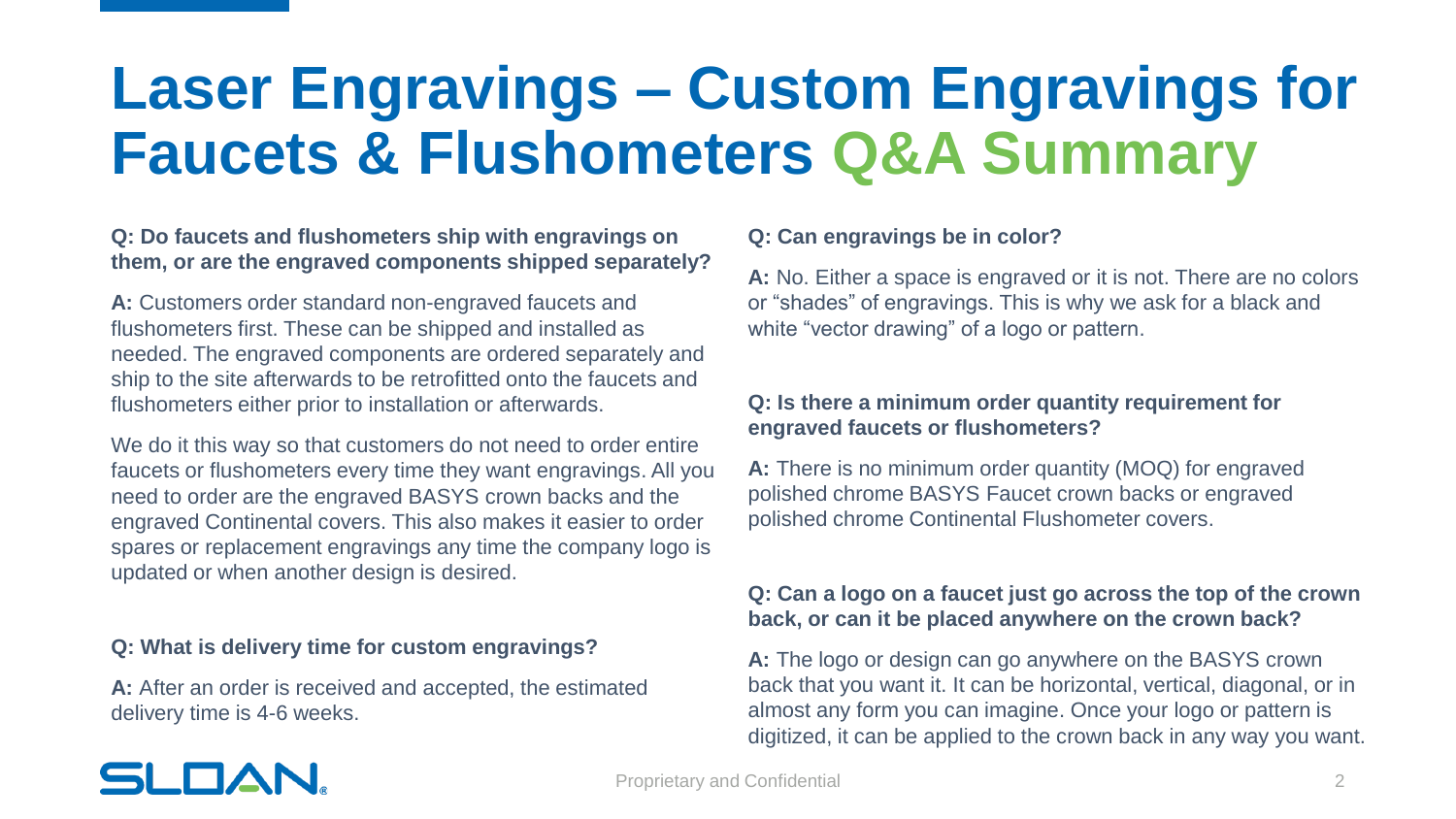# Laser Engravings – Custom Engravings for Faucets & Flushometers Q&A Summary

**Q: Do faucets and flushometers ship with engravings on them, or are the engraved components shipped separately?**

**A:** Customers order standard non-engraved faucets and flushometers first. These can be shipped and installed as needed. The engraved components are ordered separately and ship to the site afterwards to be retrofitted onto the faucets and flushometers either prior to installation or afterwards.

We do it this way so that customers do not need to order entire faucets or flushometers every time they want engravings. All you need to order are the engraved BASYS crown backs and the engraved Continental covers. This also makes it easier to order spares or replacement engravings any time the company logo is updated or when another design is desired.

**Q: What is delivery time for custom engravings?**

**A:** After an order is received and accepted, the estimated delivery time is 4-6 weeks.

**Q: Can engravings be in color?**

**A:** No. Either a space is engraved or it is not. There are no colors or "shades" of engravings. This is why we ask for a black and white "vector drawing" of a logo or pattern.

**Q: Is there a minimum order quantity requirement for engraved faucets or flushometers?**

**A:** There is no minimum order quantity (MOQ) for engraved polished chrome BASYS Faucet crown backs or engraved polished chrome Continental Flushometer covers.

**Q: Can a logo on a faucet just go across the top of the crown back, or can it be placed anywhere on the crown back?**

**A:** The logo or design can go anywhere on the BASYS crown back that you want it. It can be horizontal, vertical, diagonal, or in almost any form you can imagine. Once your logo or pattern is digitized, it can be applied to the crown back in any way you want.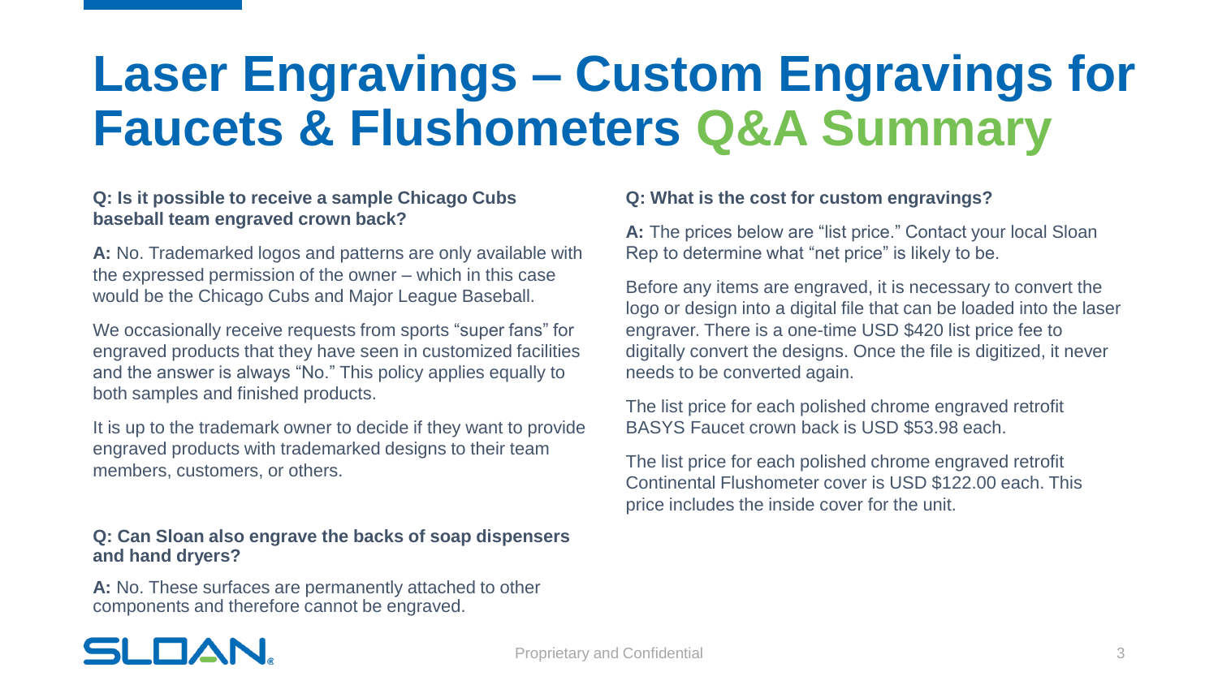# Laser Engravings – Custom Engravings for Faucets & Flushometers Q&A Summary

**Q: Is it possible to receive a sample Chicago Cubs baseball team engraved crown back?**

**A:** No. Trademarked logos and patterns are only available with the expressed permission of the owner – which in this case would be the Chicago Cubs and Major League Baseball.

We occasionally receive requests from sports "super fans" for engraved products that they have seen in customized facilities and the answer is always "No." This policy applies equally to both samples and finished products.

It is up to the trademark owner to decide if they want to provide engraved products with trademarked designs to their team members, customers, or others.

**Q: Can Sloan also engrave the backs of soap dispensers and hand dryers?**

**A:** No. These surfaces are permanently attached to other components and therefore cannot be engraved.

**Q: What is the cost for custom engravings?**

**A:** The prices below are "list price." Contact your local Sloan Rep to determine what "net price" is likely to be.

Before any items are engraved, it is necessary to convert the logo or design into a digital file that can be loaded into the laser engraver. There is a one-time USD $420 list price fee to digitally convert the designs. Once the file is digitized, it never needs to be converted again.

The list price for each polished chrome engraved retrofit BASYS Faucet crown back is USD $53.98 each.

The list price for each polished chrome engraved retrofit Continental Flushometer cover is USD $122.00 each. This price includes the inside cover for the unit.

SLOAN.

Proprietary and Confidential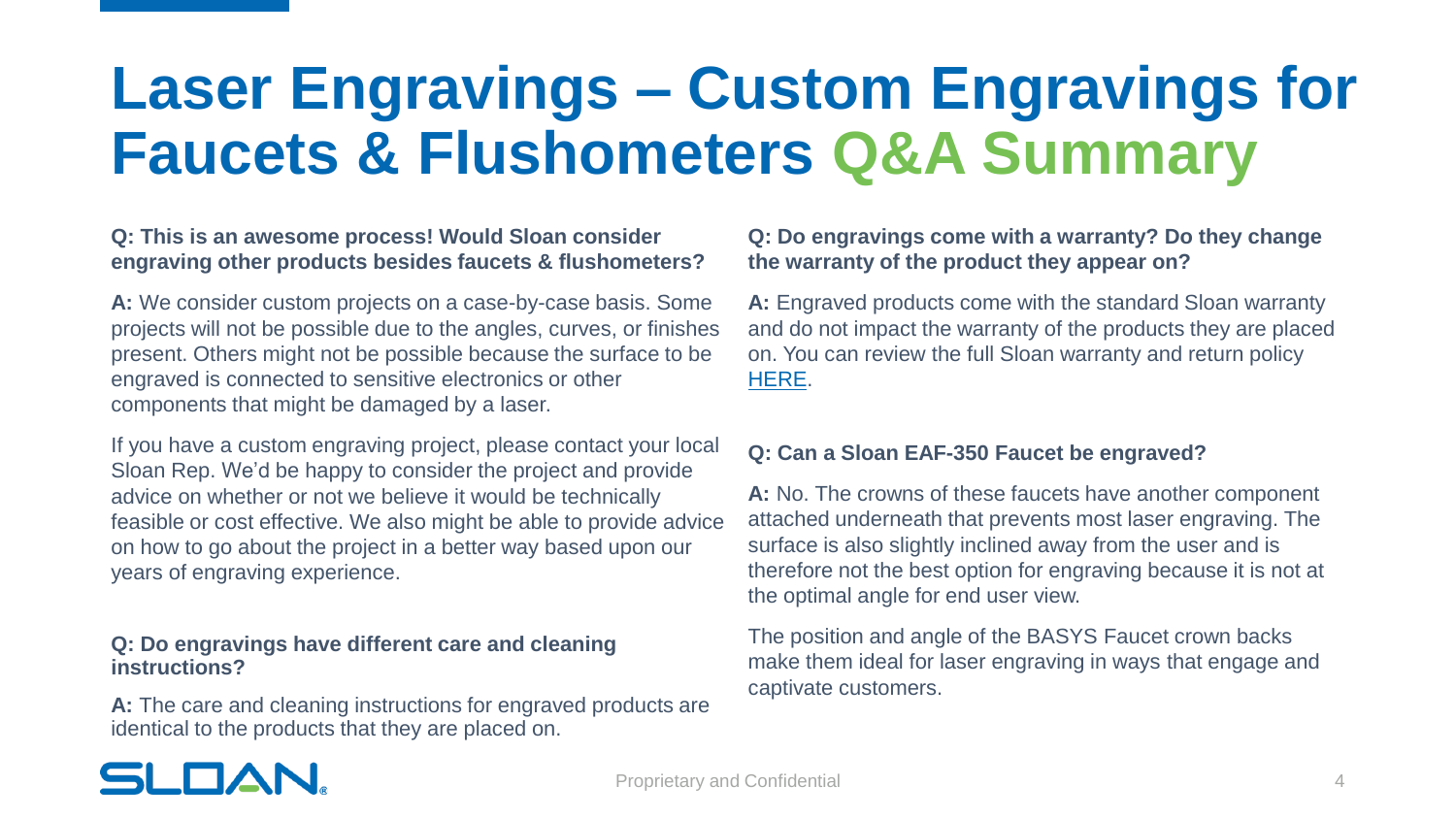# Laser Engravings – Custom Engravings for Faucets & Flushometers Q&A Summary

**Q: This is an awesome process! Would Sloan consider engraving other products besides faucets & flushometers?**

**A:** We consider custom projects on a case-by-case basis. Some projects will not be possible due to the angles, curves, or finishes present. Others might not be possible because the surface to be engraved is connected to sensitive electronics or other components that might be damaged by a laser.

If you have a custom engraving project, please contact your local Sloan Rep. We'd be happy to consider the project and provide advice on whether or not we believe it would be technically feasible or cost effective. We also might be able to provide advice on how to go about the project in a better way based upon our years of engraving experience.

**Q: Do engravings have different care and cleaning instructions?**

**A:** The care and cleaning instructions for engraved products are identical to the products that they are placed on.

**Q: Do engravings come with a warranty? Do they change the warranty of the product they appear on?**

**A:** Engraved products come with the standard Sloan warranty and do not impact the warranty of the products they are placed on. You can review the full Sloan warranty and return policy HERE.

**Q: Can a Sloan EAF-350 Faucet be engraved?**

**A:** No. The crowns of these faucets have another component attached underneath that prevents most laser engraving. The surface is also slightly inclined away from the user and is therefore not the best option for engraving because it is not at the optimal angle for end user view.

The position and angle of the BASYS Faucet crown backs make them ideal for laser engraving in ways that engage and captivate customers.

Proprietary and Confidential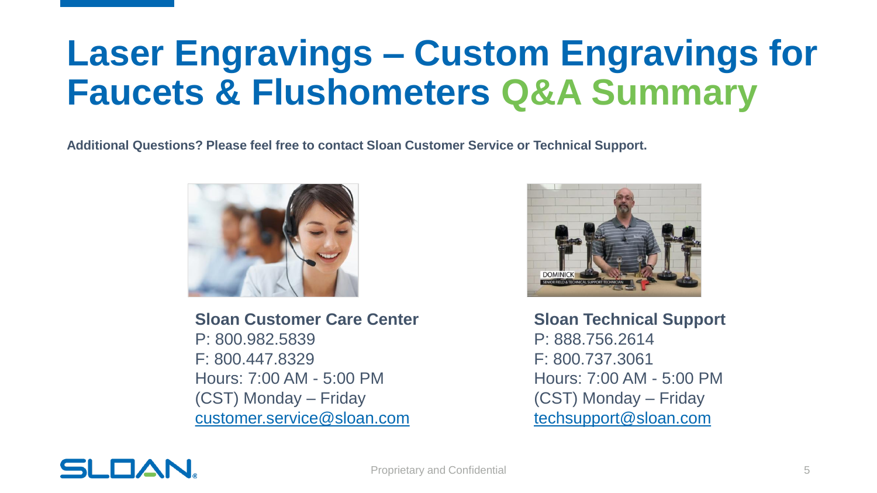# Laser Engravings – Custom Engravings for Faucets & Flushometers Q&A Summary

**Additional Questions? Please feel free to contact Sloan Customer Service or Technical Support.**

**Sloan Customer Care Center**
P: 800.982.5839
F: 800.447.8329
Hours: 7:00 AM - 5:00 PM (CST) Monday – Friday
customer.service@sloan.com

**Sloan Technical Support**
P: 888.756.2614
F: 800.737.3061
Hours: 7:00 AM - 5:00 PM (CST) Monday – Friday
techsupport@sloan.com

Proprietary and Confidential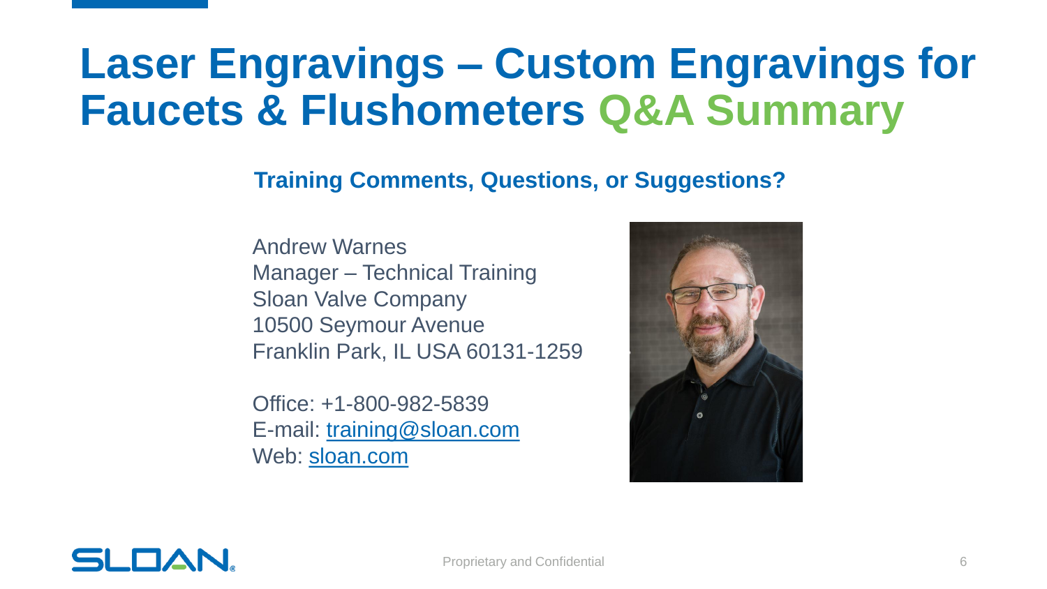# Laser Engravings – Custom Engravings for Faucets & Flushometers Q&A Summary

**Training Comments, Questions, or Suggestions?**

Andrew Warnes
Manager – Technical Training
Sloan Valve Company
10500 Seymour Avenue
Franklin Park, IL USA 60131-1259

Office: +1-800-982-5839
E-mail: [training@sloan.com](mailto:training@sloan.com)
Web: [sloan.com](http://sloan.com)

Proprietary and Confidential